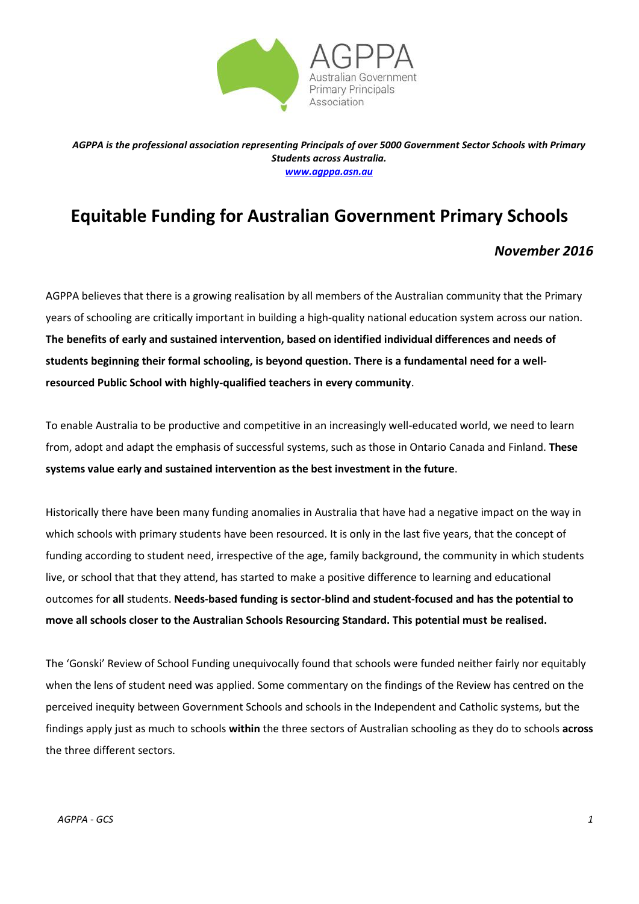AGPPA
Australian Government Primary Principals Association

*AGPPA is the professional association representing Principals of over 5000 Government Sector Schools with Primary Students across Australia.*
*www.agppa.asn.au*

# Equitable Funding for Australian Government Primary Schools

***November 2016***

AGPPA believes that there is a growing realisation by all members of the Australian community that the Primary years of schooling are critically important in building a high-quality national education system across our nation. **The benefits of early and sustained intervention, based on identified individual differences and needs of students beginning their formal schooling, is beyond question. There is a fundamental need for a well-resourced Public School with highly-qualified teachers in every community**.

To enable Australia to be productive and competitive in an increasingly well-educated world, we need to learn from, adopt and adapt the emphasis of successful systems, such as those in Ontario Canada and Finland. **These systems value early and sustained intervention as the best investment in the future**.

Historically there have been many funding anomalies in Australia that have had a negative impact on the way in which schools with primary students have been resourced. It is only in the last five years, that the concept of funding according to student need, irrespective of the age, family background, the community in which students live, or school that that they attend, has started to make a positive difference to learning and educational outcomes for **all** students. **Needs-based funding is sector-blind and student-focused and has the potential to move all schools closer to the Australian Schools Resourcing Standard. This potential must be realised.**

The 'Gonski' Review of School Funding unequivocally found that schools were funded neither fairly nor equitably when the lens of student need was applied. Some commentary on the findings of the Review has centred on the perceived inequity between Government Schools and schools in the Independent and Catholic systems, but the findings apply just as much to schools **within** the three sectors of Australian schooling as they do to schools **across** the three different sectors.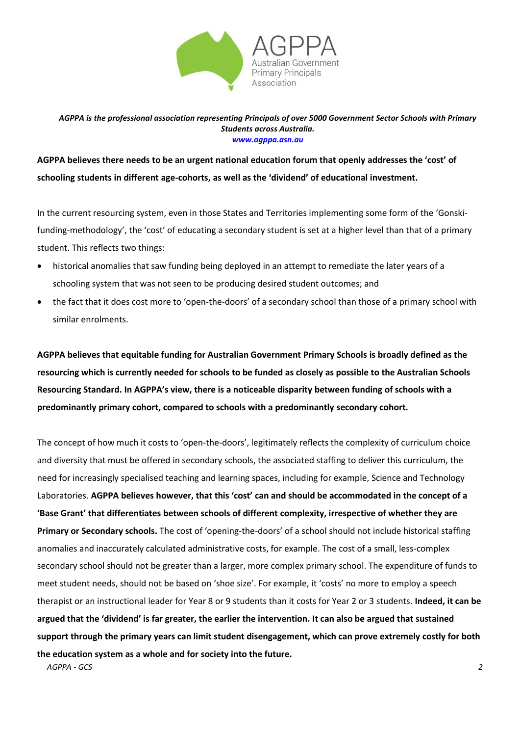AGPPA
Australian Government
Primary Principals
Association

***AGPPA is the professional association representing Principals of over 5000 Government Sector Schools with Primary Students across Australia.***
***[www.agppa.asn.au](http://www.agppa.asn.au)***

**AGPPA believes there needs to be an urgent national education forum that openly addresses the 'cost' of schooling students in different age-cohorts, as well as the 'dividend' of educational investment.**

In the current resourcing system, even in those States and Territories implementing some form of the 'Gonski-funding-methodology', the 'cost' of educating a secondary student is set at a higher level than that of a primary student. This reflects two things:

- historical anomalies that saw funding being deployed in an attempt to remediate the later years of a schooling system that was not seen to be producing desired student outcomes; and
- the fact that it does cost more to 'open-the-doors' of a secondary school than those of a primary school with similar enrolments.

**AGPPA believes that equitable funding for Australian Government Primary Schools is broadly defined as the resourcing which is currently needed for schools to be funded as closely as possible to the Australian Schools Resourcing Standard. In AGPPA's view, there is a noticeable disparity between funding of schools with a predominantly primary cohort, compared to schools with a predominantly secondary cohort.**

The concept of how much it costs to 'open-the-doors', legitimately reflects the complexity of curriculum choice and diversity that must be offered in secondary schools, the associated staffing to deliver this curriculum, the need for increasingly specialised teaching and learning spaces, including for example, Science and Technology Laboratories. **AGPPA believes however, that this 'cost' can and should be accommodated in the concept of a 'Base Grant' that differentiates between schools of different complexity, irrespective of whether they are Primary or Secondary schools.** The cost of 'opening-the-doors' of a school should not include historical staffing anomalies and inaccurately calculated administrative costs, for example. The cost of a small, less-complex secondary school should not be greater than a larger, more complex primary school. The expenditure of funds to meet student needs, should not be based on 'shoe size'. For example, it 'costs' no more to employ a speech therapist or an instructional leader for Year 8 or 9 students than it costs for Year 2 or 3 students. **Indeed, it can be argued that the 'dividend' is far greater, the earlier the intervention. It can also be argued that sustained support through the primary years can limit student disengagement, which can prove extremely costly for both the education system as a whole and for society into the future.**